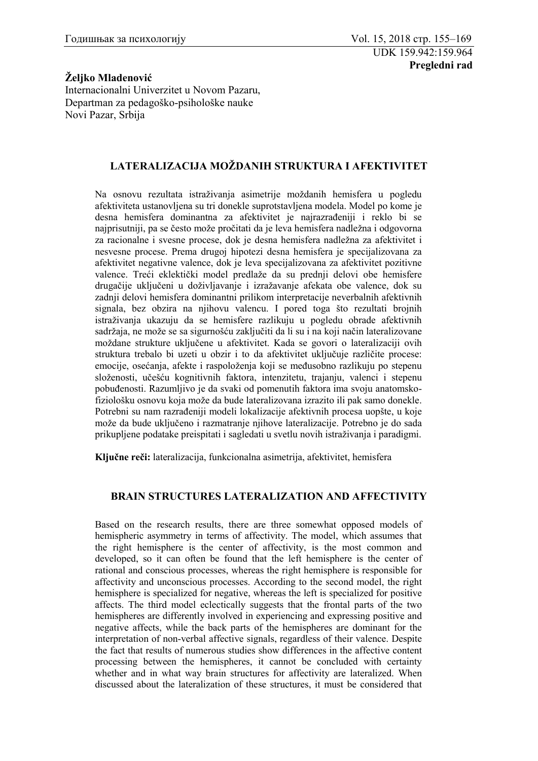UDK 159.942:159.964

**Pregledni rad**

**Željko Mladenović**
Internacionalni Univerzitet u Novom Pazaru,
Departman za pedagoško-psihološke nauke
Novi Pazar, Srbija

## LATERALIZACIJA MOŽDANIH STRUKTURA I AFEKTIVITET

Na osnovu rezultata istraživanja asimetrije moždanih hemisfera u pogledu afektiviteta ustanovljena su tri donekle suprotstavljena modela. Model po kome je desna hemisfera dominantna za afektivitet je najrazrađeniji i reklo bi se najprisutniji, pa se često može pročitati da je leva hemisfera nadležna i odgovorna za racionalne i svesne procese, dok je desna hemisfera nadležna za afektivitet i nesvesne procese. Prema drugoj hipotezi desna hemisfera je specijalizovana za afektivitet negativne valence, dok je leva specijalizovana za afektivitet pozitivne valence. Treći eklektički model predlaže da su prednji delovi obe hemisfere drugačije uključeni u doživljavanje i izražavanje afekata obe valence, dok su zadnji delovi hemisfera dominantni prilikom interpretacije neverbalnih afektivnih signala, bez obzira na njihovu valencu. I pored toga što rezultati brojnih istraživanja ukazuju da se hemisfere razlikuju u pogledu obrade afektivnih sadržaja, ne može se sa sigurnošću zaključiti da li su i na koji način lateralizovane moždane strukture uključene u afektivitet. Kada se govori o lateralizaciji ovih struktura trebalo bi uzeti u obzir i to da afektivitet uključuje različite procese: emocije, osećanja, afekte i raspoloženja koji se međusobno razlikuju po stepenu složenosti, učešću kognitivnih faktora, intenzitetu, trajanju, valenci i stepenu pobuđenosti. Razumljivo je da svaki od pomenutih faktora ima svoju anatomsko-fiziološku osnovu koja može da bude lateralizovana izrazito ili pak samo donekle. Potrebni su nam razrađeniji modeli lokalizacije afektivnih procesa uopšte, u koje može da bude uključeno i razmatranje njihove lateralizacije. Potrebno je do sada prikupljene podatake preispitati i sagledati u svetlu novih istraživanja i paradigmi.

**Ključne reči:** lateralizacija, funkcionalna asimetrija, afektivitet, hemisfera

## BRAIN STRUCTURES LATERALIZATION AND AFFECTIVITY

Based on the research results, there are three somewhat opposed models of hemispheric asymmetry in terms of affectivity. The model, which assumes that the right hemisphere is the center of affectivity, is the most common and developed, so it can often be found that the left hemisphere is the center of rational and conscious processes, whereas the right hemisphere is responsible for affectivity and unconscious processes. According to the second model, the right hemisphere is specialized for negative, whereas the left is specialized for positive affects. The third model eclectically suggests that the frontal parts of the two hemispheres are differently involved in experiencing and expressing positive and negative affects, while the back parts of the hemispheres are dominant for the interpretation of non-verbal affective signals, regardless of their valence. Despite the fact that results of numerous studies show differences in the affective content processing between the hemispheres, it cannot be concluded with certainty whether and in what way brain structures for affectivity are lateralized. When discussed about the lateralization of these structures, it must be considered that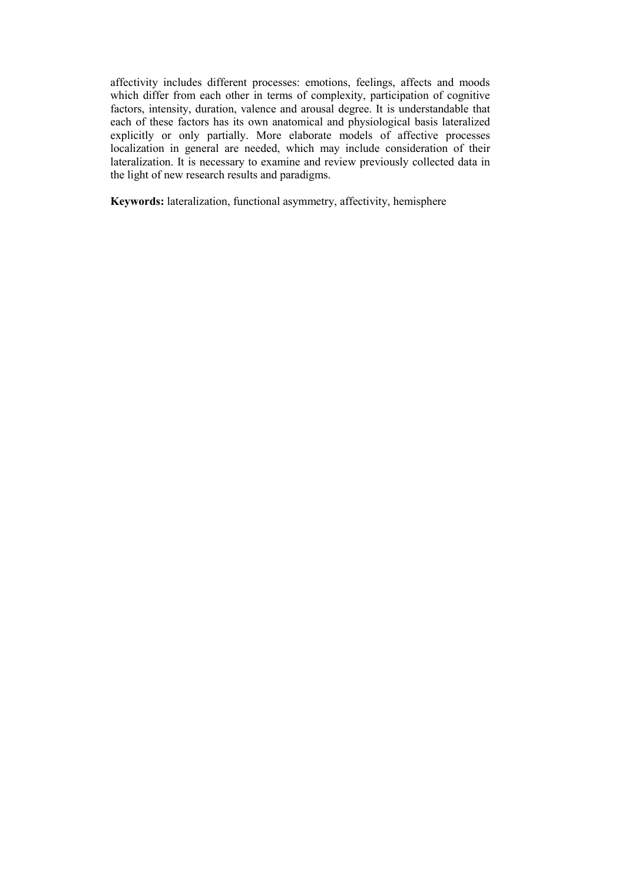affectivity includes different processes: emotions, feelings, affects and moods which differ from each other in terms of complexity, participation of cognitive factors, intensity, duration, valence and arousal degree. It is understandable that each of these factors has its own anatomical and physiological basis lateralized explicitly or only partially. More elaborate models of affective processes localization in general are needed, which may include consideration of their lateralization. It is necessary to examine and review previously collected data in the light of new research results and paradigms.

**Keywords:** lateralization, functional asymmetry, affectivity, hemisphere